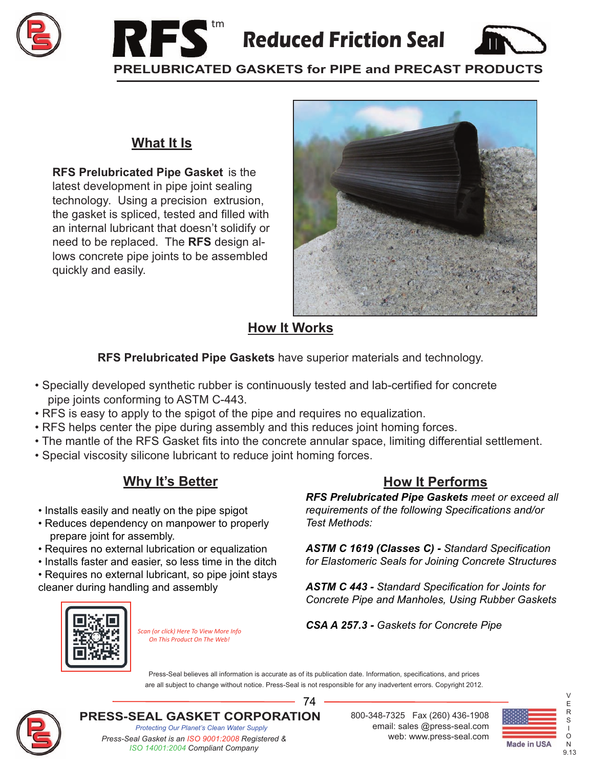# RFS™ Reduced Friction Seal

## PRELUBRICATED GASKETS for PIPE and PRECAST PRODUCTS

## What It Is

**RFS Prelubricated Pipe Gasket** is the latest development in pipe joint sealing technology. Using a precision extrusion, the gasket is spliced, tested and filled with an internal lubricant that doesn't solidify or need to be replaced. The **RFS** design allows concrete pipe joints to be assembled quickly and easily.

## How It Works

**RFS Prelubricated Pipe Gaskets** have superior materials and technology.

- Specially developed synthetic rubber is continuously tested and lab-certified for concrete pipe joints conforming to ASTM C-443.
- RFS is easy to apply to the spigot of the pipe and requires no equalization.
- RFS helps center the pipe during assembly and this reduces joint homing forces.
- The mantle of the RFS Gasket fits into the concrete annular space, limiting differential settlement.
- Special viscosity silicone lubricant to reduce joint homing forces.

## Why It's Better

- Installs easily and neatly on the pipe spigot
- Reduces dependency on manpower to properly prepare joint for assembly.
- Requires no external lubrication or equalization
- Installs faster and easier, so less time in the ditch
- Requires no external lubricant, so pipe joint stays cleaner during handling and assembly

*Scan (or click) Here To View More Info On This Product On The Web!*

## How It Performs

***RFS Prelubricated Pipe Gaskets*** *meet or exceed all requirements of the following Specifications and/or Test Methods:*

***ASTM C 1619 (Classes C) -*** *Standard Specification for Elastomeric Seals for Joining Concrete Structures*

***ASTM C 443 -*** *Standard Specification for Joints for Concrete Pipe and Manholes, Using Rubber Gaskets*

***CSA A 257.3 -*** *Gaskets for Concrete Pipe*

Press-Seal believes all information is accurate as of its publication date. Information, specifications, and prices are all subject to change without notice. Press-Seal is not responsible for any inadvertent errors. Copyright 2012.

**PRESS-SEAL GASKET CORPORATION**

*Protecting Our Planet's Clean Water Supply*

*Press-Seal Gasket is an ISO 9001:2008 Registered & ISO 14001:2004 Compliant Company*

800-348-7325 Fax (260) 436-1908
email: sales @press-seal.com
web: www.press-seal.com

Made in USA

VERSION 9.13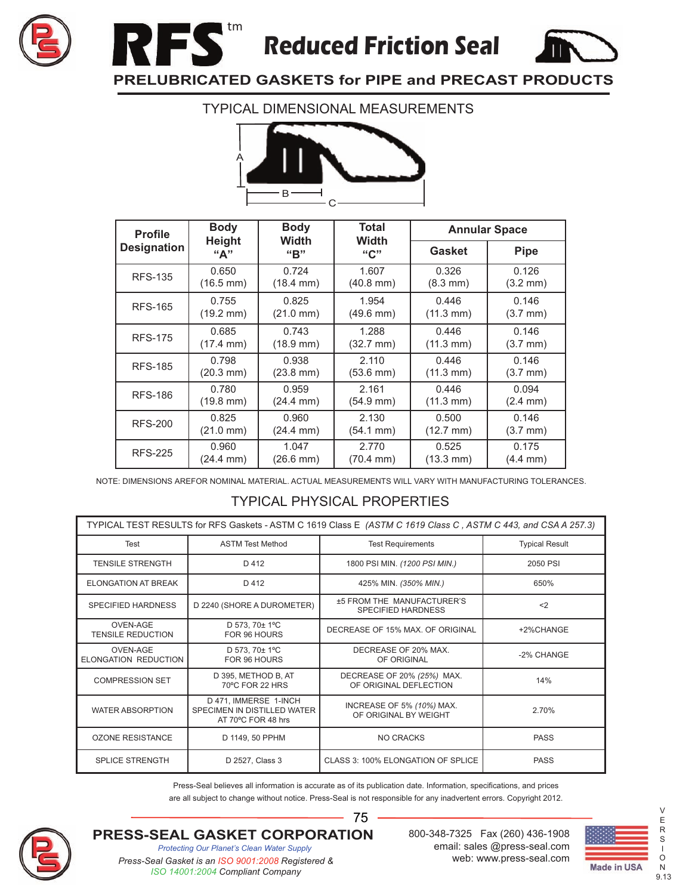# RFS™ Reduced Friction Seal

## PRELUBRICATED GASKETS for PIPE and PRECAST PRODUCTS

### TYPICAL DIMENSIONAL MEASUREMENTS

A

B

C

| Profile Designation | Body Height "A" | Body Width "B" | Total Width "C" | Annular Space | |
|---|---|---|---|---|---|
| | | | | Gasket | Pipe |
| RFS-135 | 0.650 (16.5 mm) | 0.724 (18.4 mm) | 1.607 (40.8 mm) | 0.326 (8.3 mm) | 0.126 (3.2 mm) |
| RFS-165 | 0.755 (19.2 mm) | 0.825 (21.0 mm) | 1.954 (49.6 mm) | 0.446 (11.3 mm) | 0.146 (3.7 mm) |
| RFS-175 | 0.685 (17.4 mm) | 0.743 (18.9 mm) | 1.288 (32.7 mm) | 0.446 (11.3 mm) | 0.146 (3.7 mm) |
| RFS-185 | 0.798 (20.3 mm) | 0.938 (23.8 mm) | 2.110 (53.6 mm) | 0.446 (11.3 mm) | 0.146 (3.7 mm) |
| RFS-186 | 0.780 (19.8 mm) | 0.959 (24.4 mm) | 2.161 (54.9 mm) | 0.446 (11.3 mm) | 0.094 (2.4 mm) |
| RFS-200 | 0.825 (21.0 mm) | 0.960 (24.4 mm) | 2.130 (54.1 mm) | 0.500 (12.7 mm) | 0.146 (3.7 mm) |
| RFS-225 | 0.960 (24.4 mm) | 1.047 (26.6 mm) | 2.770 (70.4 mm) | 0.525 (13.3 mm) | 0.175 (4.4 mm) |

NOTE: DIMENSIONS AREFOR NOMINAL MATERIAL. ACTUAL MEASUREMENTS WILL VARY WITH MANUFACTURING TOLERANCES.

### TYPICAL PHYSICAL PROPERTIES

| TYPICAL TEST RESULTS for RFS Gaskets - ASTM C 1619 Class E *(ASTM C 1619 Class C , ASTM C 443, and CSA A 257.3)* | | | |
|---|---|---|---|
| Test | ASTM Test Method | Test Requirements | Typical Result |
| TENSILE STRENGTH | D 412 | 1800 PSI MIN. *(1200 PSI MIN.)* | 2050 PSI |
| ELONGATION AT BREAK | D 412 | 425% MIN. *(350% MIN.)* | 650% |
| SPECIFIED HARDNESS | D 2240 (SHORE A DUROMETER) | ±5 FROM THE MANUFACTURER'S SPECIFIED HARDNESS | <2 |
| OVEN-AGE TENSILE REDUCTION | D 573, 70± 1ºC FOR 96 HOURS | DECREASE OF 15% MAX. OF ORIGINAL | +2%CHANGE |
| OVEN-AGE ELONGATION REDUCTION | D 573, 70± 1ºC FOR 96 HOURS | DECREASE OF 20% MAX. OF ORIGINAL | -2% CHANGE |
| COMPRESSION SET | D 395, METHOD B, AT 70ºC FOR 22 HRS | DECREASE OF 20% *(25%)* MAX. OF ORIGINAL DEFLECTION | 14% |
| WATER ABSORPTION | D 471, IMMERSE 1-INCH SPECIMEN IN DISTILLED WATER AT 70ºC FOR 48 hrs | INCREASE OF 5% *(10%)* MAX. OF ORIGINAL BY WEIGHT | 2.70% |
| OZONE RESISTANCE | D 1149, 50 PPHM | NO CRACKS | PASS |
| SPLICE STRENGTH | D 2527, Class 3 | CLASS 3: 100% ELONGATION OF SPLICE | PASS |

Press-Seal believes all information is accurate as of its publication date. Information, specifications, and prices are all subject to change without notice. Press-Seal is not responsible for any inadvertent errors. Copyright 2012.

**PRESS-SEAL GASKET CORPORATION**

*Protecting Our Planet's Clean Water Supply*

*Press-Seal Gasket is an ISO 9001:2008 Registered & ISO 14001:2004 Compliant Company*

800-348-7325 Fax (260) 436-1908
email: sales @press-seal.com
web: www.press-seal.com

Made in USA

VERSION 9.13